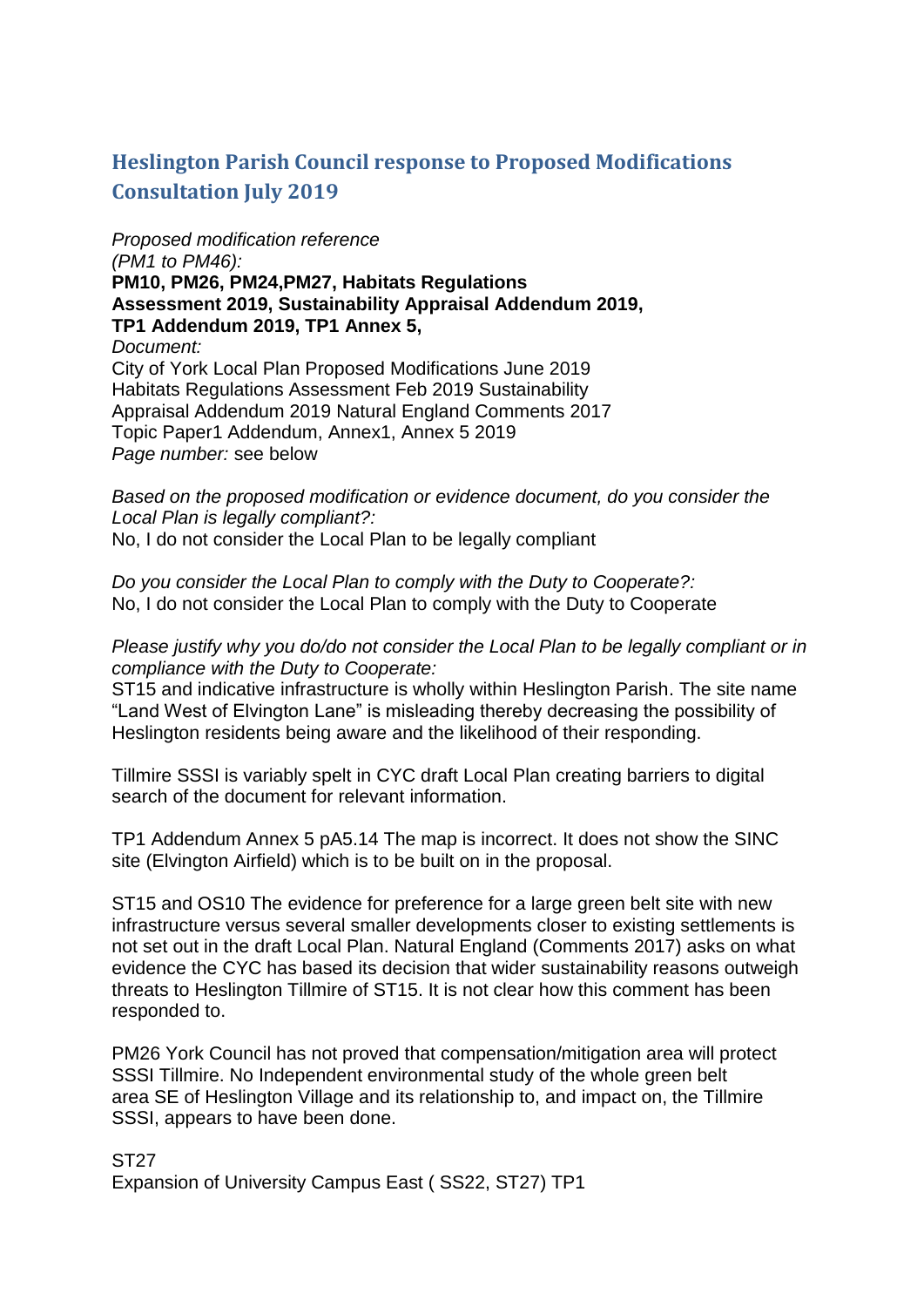## Heslington Parish Council response to Proposed Modifications Consultation July 2019

*Proposed modification reference (PM1 to PM46):*
**PM10, PM26, PM24,PM27, Habitats Regulations Assessment 2019, Sustainability Appraisal Addendum 2019, TP1 Addendum 2019, TP1 Annex 5,**
*Document:*
City of York Local Plan Proposed Modifications June 2019
Habitats Regulations Assessment Feb 2019 Sustainability Appraisal Addendum 2019 Natural England Comments 2017
Topic Paper1 Addendum, Annex1, Annex 5 2019
*Page number:* see below

*Based on the proposed modification or evidence document, do you consider the Local Plan is legally compliant?:*
No, I do not consider the Local Plan to be legally compliant

*Do you consider the Local Plan to comply with the Duty to Cooperate?:*
No, I do not consider the Local Plan to comply with the Duty to Cooperate

*Please justify why you do/do not consider the Local Plan to be legally compliant or in compliance with the Duty to Cooperate:*
ST15 and indicative infrastructure is wholly within Heslington Parish. The site name "Land West of Elvington Lane" is misleading thereby decreasing the possibility of Heslington residents being aware and the likelihood of their responding.

Tillmire SSSI is variably spelt in CYC draft Local Plan creating barriers to digital search of the document for relevant information.

TP1 Addendum Annex 5 pA5.14 The map is incorrect. It does not show the SINC site (Elvington Airfield) which is to be built on in the proposal.

ST15 and OS10 The evidence for preference for a large green belt site with new infrastructure versus several smaller developments closer to existing settlements is not set out in the draft Local Plan. Natural England (Comments 2017) asks on what evidence the CYC has based its decision that wider sustainability reasons outweigh threats to Heslington Tillmire of ST15. It is not clear how this comment has been responded to.

PM26 York Council has not proved that compensation/mitigation area will protect SSSI Tillmire. No Independent environmental study of the whole green belt area SE of Heslington Village and its relationship to, and impact on, the Tillmire SSSI, appears to have been done.

ST27
Expansion of University Campus East ( SS22, ST27) TP1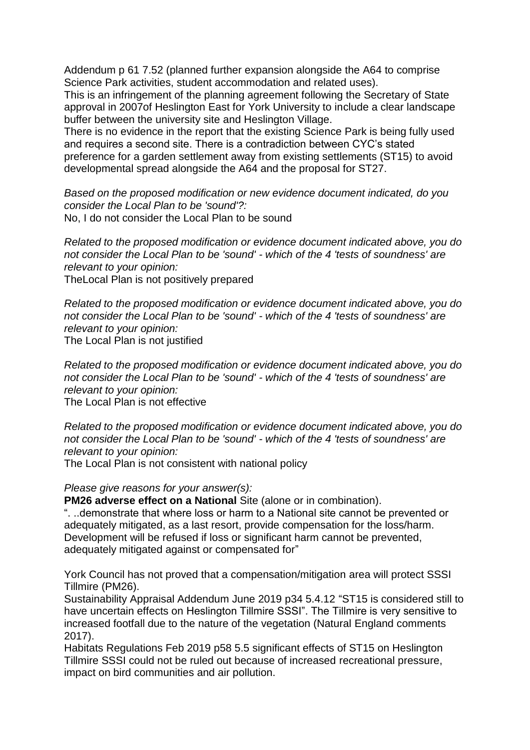Addendum p 61 7.52 (planned further expansion alongside the A64 to comprise Science Park activities, student accommodation and related uses).
This is an infringement of the planning agreement following the Secretary of State approval in 2007of Heslington East for York University to include a clear landscape buffer between the university site and Heslington Village.
There is no evidence in the report that the existing Science Park is being fully used and requires a second site. There is a contradiction between CYC's stated preference for a garden settlement away from existing settlements (ST15) to avoid developmental spread alongside the A64 and the proposal for ST27.

*Based on the proposed modification or new evidence document indicated, do you consider the Local Plan to be 'sound'?:*
No, I do not consider the Local Plan to be sound

*Related to the proposed modification or evidence document indicated above, you do not consider the Local Plan to be 'sound' - which of the 4 'tests of soundness' are relevant to your opinion:*
TheLocal Plan is not positively prepared

*Related to the proposed modification or evidence document indicated above, you do not consider the Local Plan to be 'sound' - which of the 4 'tests of soundness' are relevant to your opinion:*
The Local Plan is not justified

*Related to the proposed modification or evidence document indicated above, you do not consider the Local Plan to be 'sound' - which of the 4 'tests of soundness' are relevant to your opinion:*
The Local Plan is not effective

*Related to the proposed modification or evidence document indicated above, you do not consider the Local Plan to be 'sound' - which of the 4 'tests of soundness' are relevant to your opinion:*
The Local Plan is not consistent with national policy

*Please give reasons for your answer(s):*
**PM26 adverse effect on a National** Site (alone or in combination).
". ..demonstrate that where loss or harm to a National site cannot be prevented or adequately mitigated, as a last resort, provide compensation for the loss/harm. Development will be refused if loss or significant harm cannot be prevented, adequately mitigated against or compensated for"

York Council has not proved that a compensation/mitigation area will protect SSSI Tillmire (PM26).
Sustainability Appraisal Addendum June 2019 p34 5.4.12 "ST15 is considered still to have uncertain effects on Heslington Tillmire SSSI". The Tillmire is very sensitive to increased footfall due to the nature of the vegetation (Natural England comments 2017).
Habitats Regulations Feb 2019 p58 5.5 significant effects of ST15 on Heslington Tillmire SSSI could not be ruled out because of increased recreational pressure, impact on bird communities and air pollution.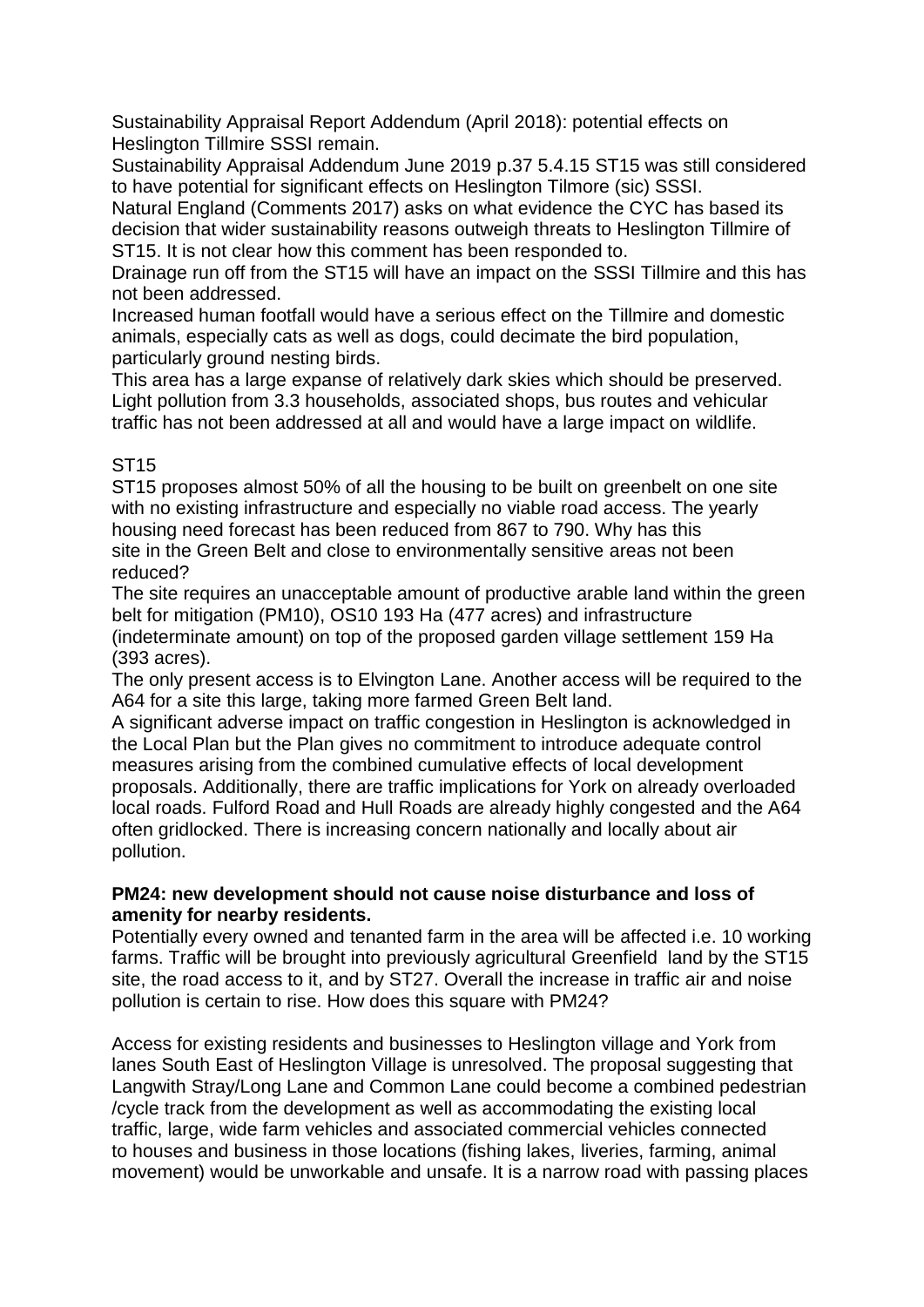Sustainability Appraisal Report Addendum (April 2018): potential effects on Heslington Tillmire SSSI remain.

Sustainability Appraisal Addendum June 2019 p.37 5.4.15 ST15 was still considered to have potential for significant effects on Heslington Tilmore (sic) SSSI.

Natural England (Comments 2017) asks on what evidence the CYC has based its decision that wider sustainability reasons outweigh threats to Heslington Tillmire of ST15. It is not clear how this comment has been responded to.

Drainage run off from the ST15 will have an impact on the SSSI Tillmire and this has not been addressed.

Increased human footfall would have a serious effect on the Tillmire and domestic animals, especially cats as well as dogs, could decimate the bird population, particularly ground nesting birds.

This area has a large expanse of relatively dark skies which should be preserved. Light pollution from 3.3 households, associated shops, bus routes and vehicular traffic has not been addressed at all and would have a large impact on wildlife.

ST15

ST15 proposes almost 50% of all the housing to be built on greenbelt on one site with no existing infrastructure and especially no viable road access. The yearly housing need forecast has been reduced from 867 to 790. Why has this site in the Green Belt and close to environmentally sensitive areas not been reduced?

The site requires an unacceptable amount of productive arable land within the green belt for mitigation (PM10), OS10 193 Ha (477 acres) and infrastructure (indeterminate amount) on top of the proposed garden village settlement 159 Ha (393 acres).

The only present access is to Elvington Lane. Another access will be required to the A64 for a site this large, taking more farmed Green Belt land.

A significant adverse impact on traffic congestion in Heslington is acknowledged in the Local Plan but the Plan gives no commitment to introduce adequate control measures arising from the combined cumulative effects of local development proposals. Additionally, there are traffic implications for York on already overloaded local roads. Fulford Road and Hull Roads are already highly congested and the A64 often gridlocked. There is increasing concern nationally and locally about air pollution.

**PM24: new development should not cause noise disturbance and loss of amenity for nearby residents.**

Potentially every owned and tenanted farm in the area will be affected i.e. 10 working farms. Traffic will be brought into previously agricultural Greenfield land by the ST15 site, the road access to it, and by ST27. Overall the increase in traffic air and noise pollution is certain to rise. How does this square with PM24?

Access for existing residents and businesses to Heslington village and York from lanes South East of Heslington Village is unresolved. The proposal suggesting that Langwith Stray/Long Lane and Common Lane could become a combined pedestrian /cycle track from the development as well as accommodating the existing local traffic, large, wide farm vehicles and associated commercial vehicles connected to houses and business in those locations (fishing lakes, liveries, farming, animal movement) would be unworkable and unsafe. It is a narrow road with passing places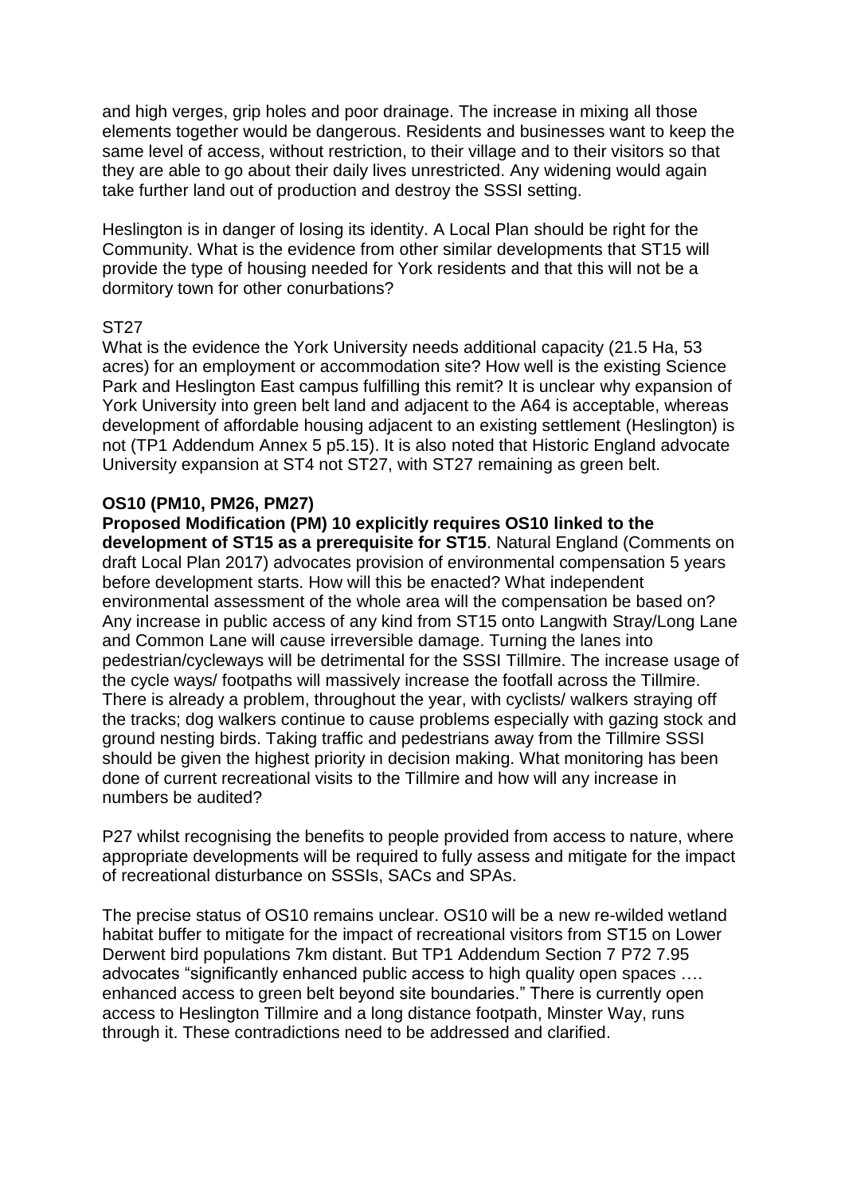and high verges, grip holes and poor drainage. The increase in mixing all those elements together would be dangerous. Residents and businesses want to keep the same level of access, without restriction, to their village and to their visitors so that they are able to go about their daily lives unrestricted. Any widening would again take further land out of production and destroy the SSSI setting.

Heslington is in danger of losing its identity. A Local Plan should be right for the Community. What is the evidence from other similar developments that ST15 will provide the type of housing needed for York residents and that this will not be a dormitory town for other conurbations?

ST27

What is the evidence the York University needs additional capacity (21.5 Ha, 53 acres) for an employment or accommodation site? How well is the existing Science Park and Heslington East campus fulfilling this remit? It is unclear why expansion of York University into green belt land and adjacent to the A64 is acceptable, whereas development of affordable housing adjacent to an existing settlement (Heslington) is not (TP1 Addendum Annex 5 p5.15). It is also noted that Historic England advocate University expansion at ST4 not ST27, with ST27 remaining as green belt.

**OS10 (PM10, PM26, PM27)**

**Proposed Modification (PM) 10 explicitly requires OS10 linked to the development of ST15 as a prerequisite for ST15**. Natural England (Comments on draft Local Plan 2017) advocates provision of environmental compensation 5 years before development starts. How will this be enacted? What independent environmental assessment of the whole area will the compensation be based on? Any increase in public access of any kind from ST15 onto Langwith Stray/Long Lane and Common Lane will cause irreversible damage. Turning the lanes into pedestrian/cycleways will be detrimental for the SSSI Tillmire. The increase usage of the cycle ways/ footpaths will massively increase the footfall across the Tillmire. There is already a problem, throughout the year, with cyclists/ walkers straying off the tracks; dog walkers continue to cause problems especially with gazing stock and ground nesting birds. Taking traffic and pedestrians away from the Tillmire SSSI should be given the highest priority in decision making. What monitoring has been done of current recreational visits to the Tillmire and how will any increase in numbers be audited?

P27 whilst recognising the benefits to people provided from access to nature, where appropriate developments will be required to fully assess and mitigate for the impact of recreational disturbance on SSSIs, SACs and SPAs.

The precise status of OS10 remains unclear. OS10 will be a new re-wilded wetland habitat buffer to mitigate for the impact of recreational visitors from ST15 on Lower Derwent bird populations 7km distant. But TP1 Addendum Section 7 P72 7.95 advocates "significantly enhanced public access to high quality open spaces …. enhanced access to green belt beyond site boundaries." There is currently open access to Heslington Tillmire and a long distance footpath, Minster Way, runs through it. These contradictions need to be addressed and clarified.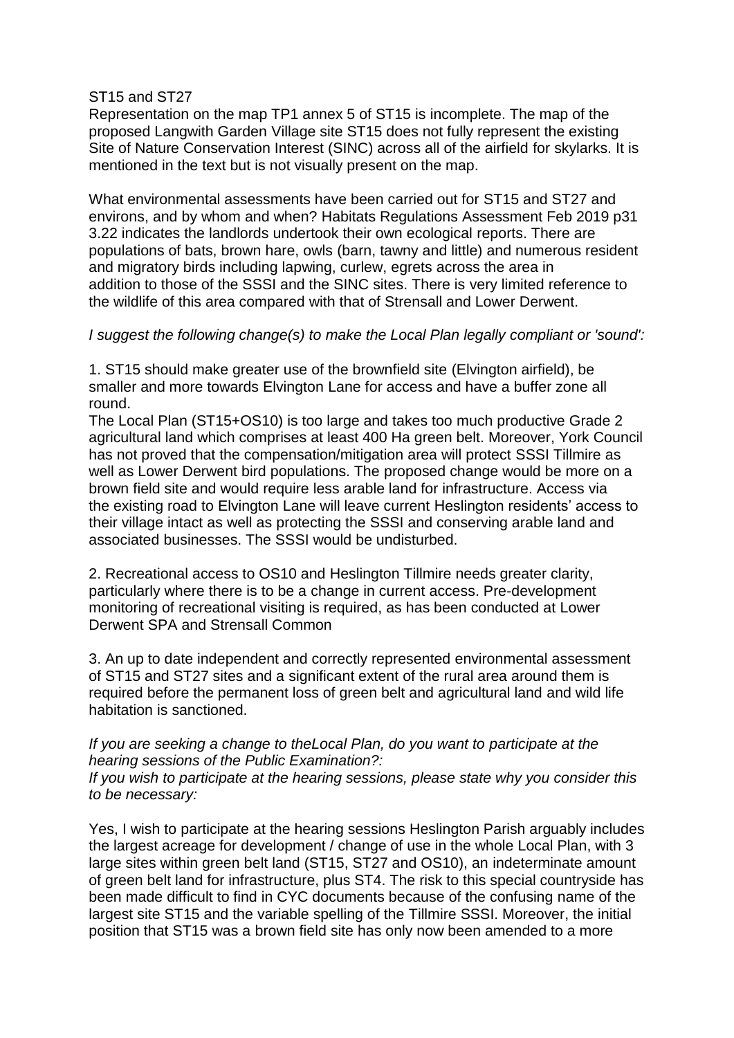ST15 and ST27

Representation on the map TP1 annex 5 of ST15 is incomplete. The map of the proposed Langwith Garden Village site ST15 does not fully represent the existing Site of Nature Conservation Interest (SINC) across all of the airfield for skylarks. It is mentioned in the text but is not visually present on the map.

What environmental assessments have been carried out for ST15 and ST27 and environs, and by whom and when? Habitats Regulations Assessment Feb 2019 p31 3.22 indicates the landlords undertook their own ecological reports. There are populations of bats, brown hare, owls (barn, tawny and little) and numerous resident and migratory birds including lapwing, curlew, egrets across the area in addition to those of the SSSI and the SINC sites. There is very limited reference to the wildlife of this area compared with that of Strensall and Lower Derwent.

*I suggest the following change(s) to make the Local Plan legally compliant or 'sound':*

1. ST15 should make greater use of the brownfield site (Elvington airfield), be smaller and more towards Elvington Lane for access and have a buffer zone all round.
The Local Plan (ST15+OS10) is too large and takes too much productive Grade 2 agricultural land which comprises at least 400 Ha green belt. Moreover, York Council has not proved that the compensation/mitigation area will protect SSSI Tillmire as well as Lower Derwent bird populations. The proposed change would be more on a brown field site and would require less arable land for infrastructure. Access via the existing road to Elvington Lane will leave current Heslington residents' access to their village intact as well as protecting the SSSI and conserving arable land and associated businesses. The SSSI would be undisturbed.

2. Recreational access to OS10 and Heslington Tillmire needs greater clarity, particularly where there is to be a change in current access. Pre-development monitoring of recreational visiting is required, as has been conducted at Lower Derwent SPA and Strensall Common

3. An up to date independent and correctly represented environmental assessment of ST15 and ST27 sites and a significant extent of the rural area around them is required before the permanent loss of green belt and agricultural land and wild life habitation is sanctioned.

*If you are seeking a change to theLocal Plan, do you want to participate at the hearing sessions of the Public Examination?:*
*If you wish to participate at the hearing sessions, please state why you consider this to be necessary:*

Yes, I wish to participate at the hearing sessions Heslington Parish arguably includes the largest acreage for development / change of use in the whole Local Plan, with 3 large sites within green belt land (ST15, ST27 and OS10), an indeterminate amount of green belt land for infrastructure, plus ST4. The risk to this special countryside has been made difficult to find in CYC documents because of the confusing name of the largest site ST15 and the variable spelling of the Tillmire SSSI. Moreover, the initial position that ST15 was a brown field site has only now been amended to a more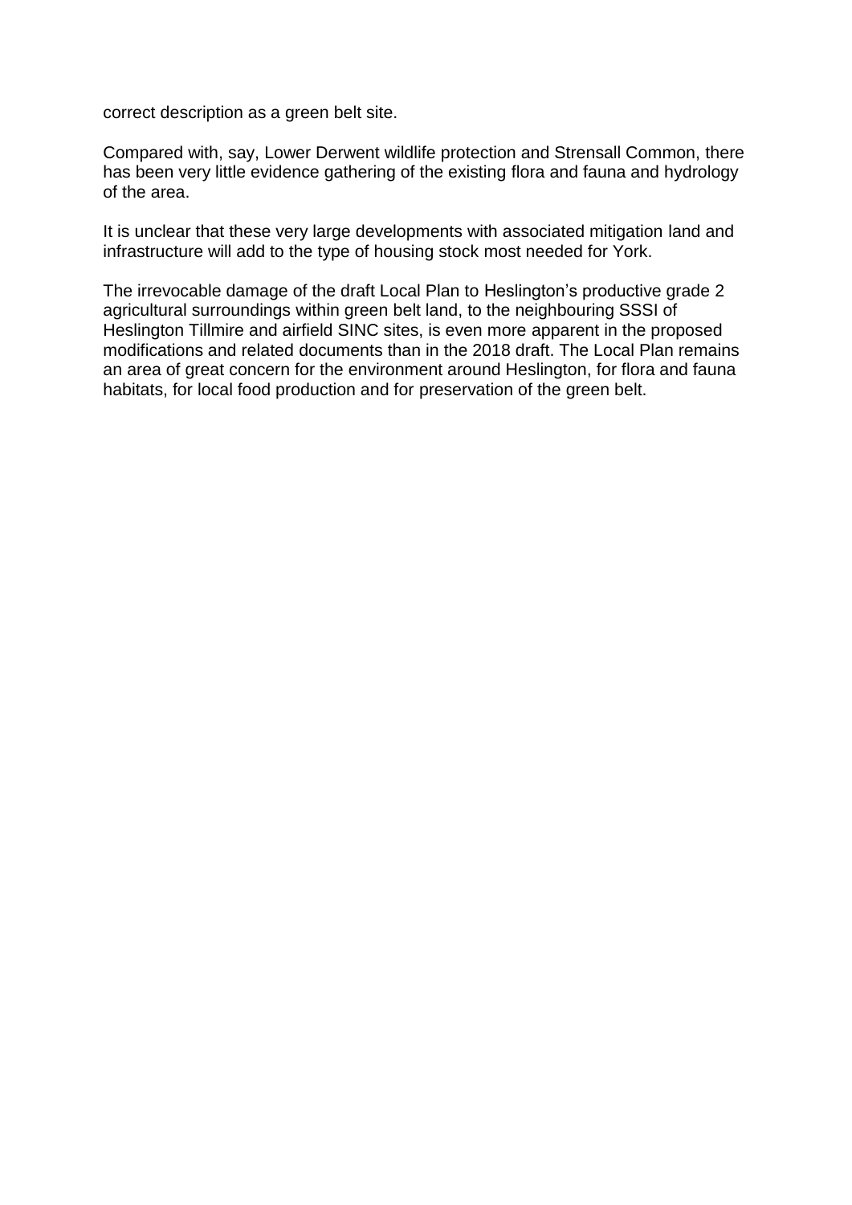correct description as a green belt site.

Compared with, say, Lower Derwent wildlife protection and Strensall Common, there has been very little evidence gathering of the existing flora and fauna and hydrology of the area.

It is unclear that these very large developments with associated mitigation land and infrastructure will add to the type of housing stock most needed for York.

The irrevocable damage of the draft Local Plan to Heslington's productive grade 2 agricultural surroundings within green belt land, to the neighbouring SSSI of Heslington Tillmire and airfield SINC sites, is even more apparent in the proposed modifications and related documents than in the 2018 draft. The Local Plan remains an area of great concern for the environment around Heslington, for flora and fauna habitats, for local food production and for preservation of the green belt.